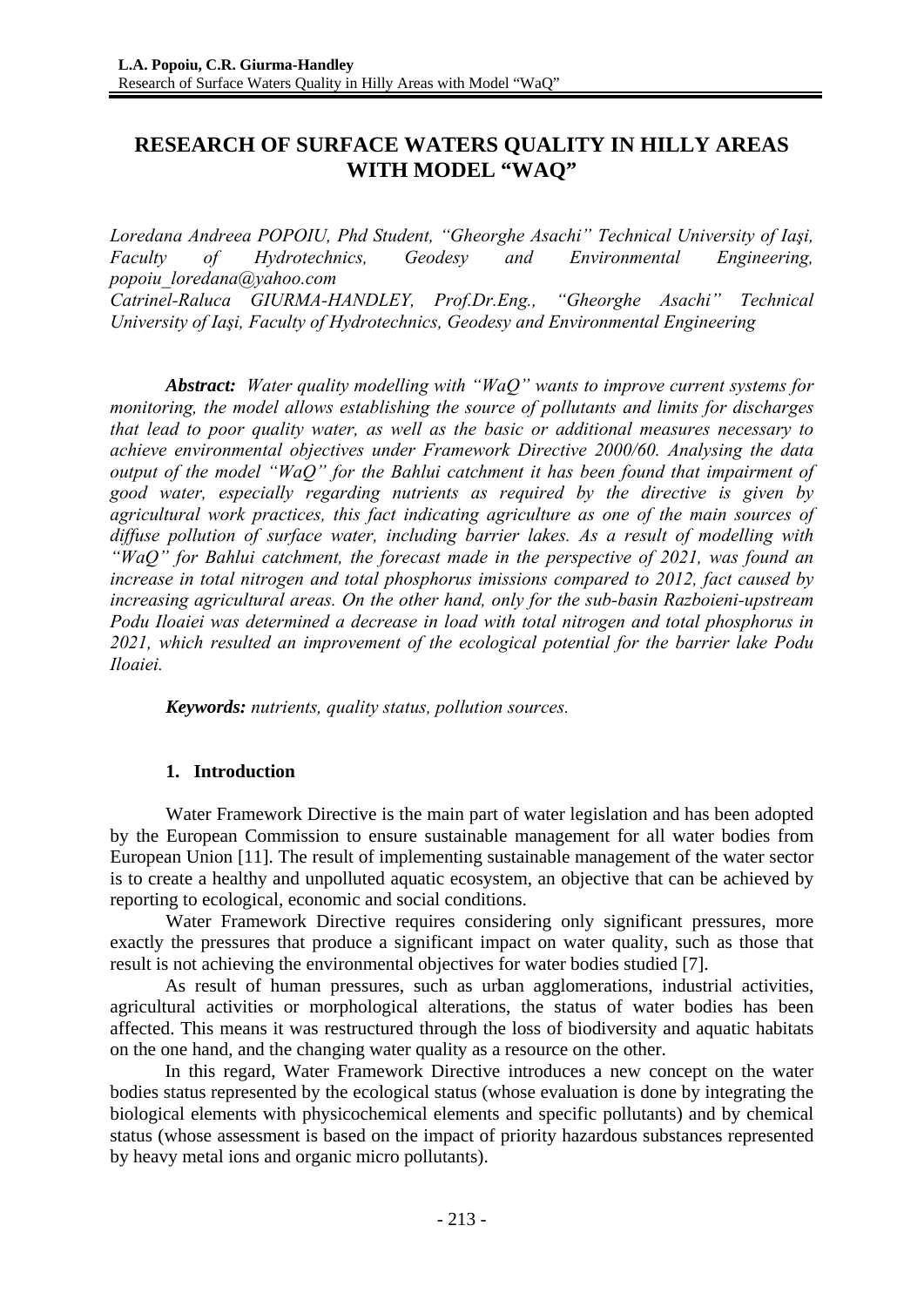# RESEARCH OF SURFACE WATERS QUALITY IN HILLY AREAS WITH MODEL "WAQ"

*Loredana Andreea POPOIU, Phd Student, "Gheorghe Asachi" Technical University of Iaşi, Faculty of Hydrotechnics, Geodesy and Environmental Engineering, popoiu_loredana@yahoo.com*
*Catrinel-Raluca GIURMA-HANDLEY, Prof.Dr.Eng., "Gheorghe Asachi" Technical University of Iaşi, Faculty of Hydrotechnics, Geodesy and Environmental Engineering*

***Abstract:*** *Water quality modelling with "WaQ" wants to improve current systems for monitoring, the model allows establishing the source of pollutants and limits for discharges that lead to poor quality water, as well as the basic or additional measures necessary to achieve environmental objectives under Framework Directive 2000/60. Analysing the data output of the model "WaQ" for the Bahlui catchment it has been found that impairment of good water, especially regarding nutrients as required by the directive is given by agricultural work practices, this fact indicating agriculture as one of the main sources of diffuse pollution of surface water, including barrier lakes. As a result of modelling with "WaQ" for Bahlui catchment, the forecast made in the perspective of 2021, was found an increase in total nitrogen and total phosphorus imissions compared to 2012, fact caused by increasing agricultural areas. On the other hand, only for the sub-basin Razboieni-upstream Podu Iloaiei was determined a decrease in load with total nitrogen and total phosphorus in 2021, which resulted an improvement of the ecological potential for the barrier lake Podu Iloaiei.*

***Keywords:*** *nutrients, quality status, pollution sources.*

## 1. Introduction

Water Framework Directive is the main part of water legislation and has been adopted by the European Commission to ensure sustainable management for all water bodies from European Union [11]. The result of implementing sustainable management of the water sector is to create a healthy and unpolluted aquatic ecosystem, an objective that can be achieved by reporting to ecological, economic and social conditions.

Water Framework Directive requires considering only significant pressures, more exactly the pressures that produce a significant impact on water quality, such as those that result is not achieving the environmental objectives for water bodies studied [7].

As result of human pressures, such as urban agglomerations, industrial activities, agricultural activities or morphological alterations, the status of water bodies has been affected. This means it was restructured through the loss of biodiversity and aquatic habitats on the one hand, and the changing water quality as a resource on the other.

In this regard, Water Framework Directive introduces a new concept on the water bodies status represented by the ecological status (whose evaluation is done by integrating the biological elements with physicochemical elements and specific pollutants) and by chemical status (whose assessment is based on the impact of priority hazardous substances represented by heavy metal ions and organic micro pollutants).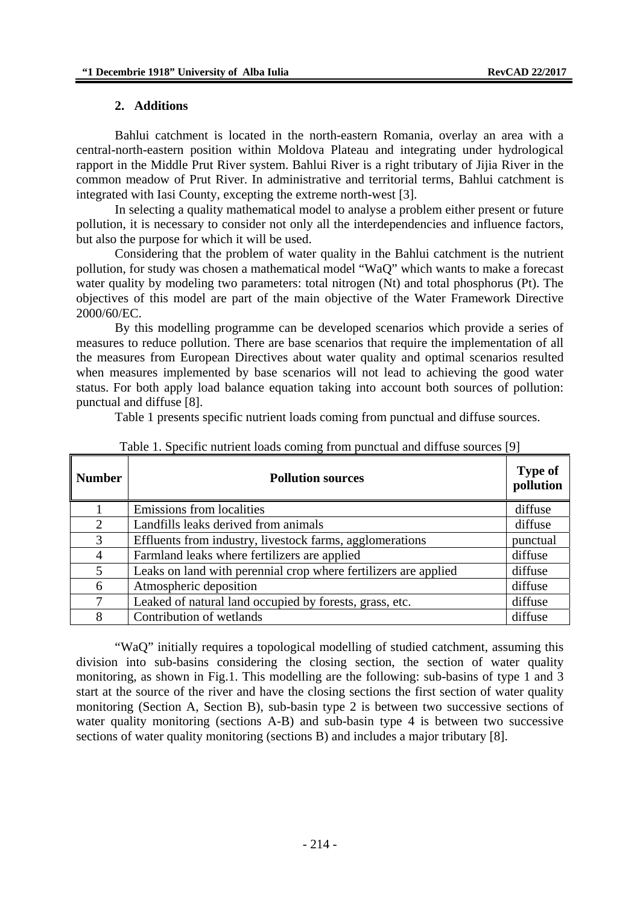## 2. Additions

Bahlui catchment is located in the north-eastern Romania, overlay an area with a central-north-eastern position within Moldova Plateau and integrating under hydrological rapport in the Middle Prut River system. Bahlui River is a right tributary of Jijia River in the common meadow of Prut River. In administrative and territorial terms, Bahlui catchment is integrated with Iasi County, excepting the extreme north-west [3].

In selecting a quality mathematical model to analyse a problem either present or future pollution, it is necessary to consider not only all the interdependencies and influence factors, but also the purpose for which it will be used.

Considering that the problem of water quality in the Bahlui catchment is the nutrient pollution, for study was chosen a mathematical model "WaQ" which wants to make a forecast water quality by modeling two parameters: total nitrogen (Nt) and total phosphorus (Pt). The objectives of this model are part of the main objective of the Water Framework Directive 2000/60/EC.

By this modelling programme can be developed scenarios which provide a series of measures to reduce pollution. There are base scenarios that require the implementation of all the measures from European Directives about water quality and optimal scenarios resulted when measures implemented by base scenarios will not lead to achieving the good water status. For both apply load balance equation taking into account both sources of pollution: punctual and diffuse [8].

Table 1 presents specific nutrient loads coming from punctual and diffuse sources.

Table 1. Specific nutrient loads coming from punctual and diffuse sources [9]

| Number | Pollution sources | Type of pollution |
|---|---|---|
| 1 | Emissions from localities | diffuse |
| 2 | Landfills leaks derived from animals | diffuse |
| 3 | Effluents from industry, livestock farms, agglomerations | punctual |
| 4 | Farmland leaks where fertilizers are applied | diffuse |
| 5 | Leaks on land with perennial crop where fertilizers are applied | diffuse |
| 6 | Atmospheric deposition | diffuse |
| 7 | Leaked of natural land occupied by forests, grass, etc. | diffuse |
| 8 | Contribution of wetlands | diffuse |

"WaQ" initially requires a topological modelling of studied catchment, assuming this division into sub-basins considering the closing section, the section of water quality monitoring, as shown in Fig.1. This modelling are the following: sub-basins of type 1 and 3 start at the source of the river and have the closing sections the first section of water quality monitoring (Section A, Section B), sub-basin type 2 is between two successive sections of water quality monitoring (sections A-B) and sub-basin type 4 is between two successive sections of water quality monitoring (sections B) and includes a major tributary [8].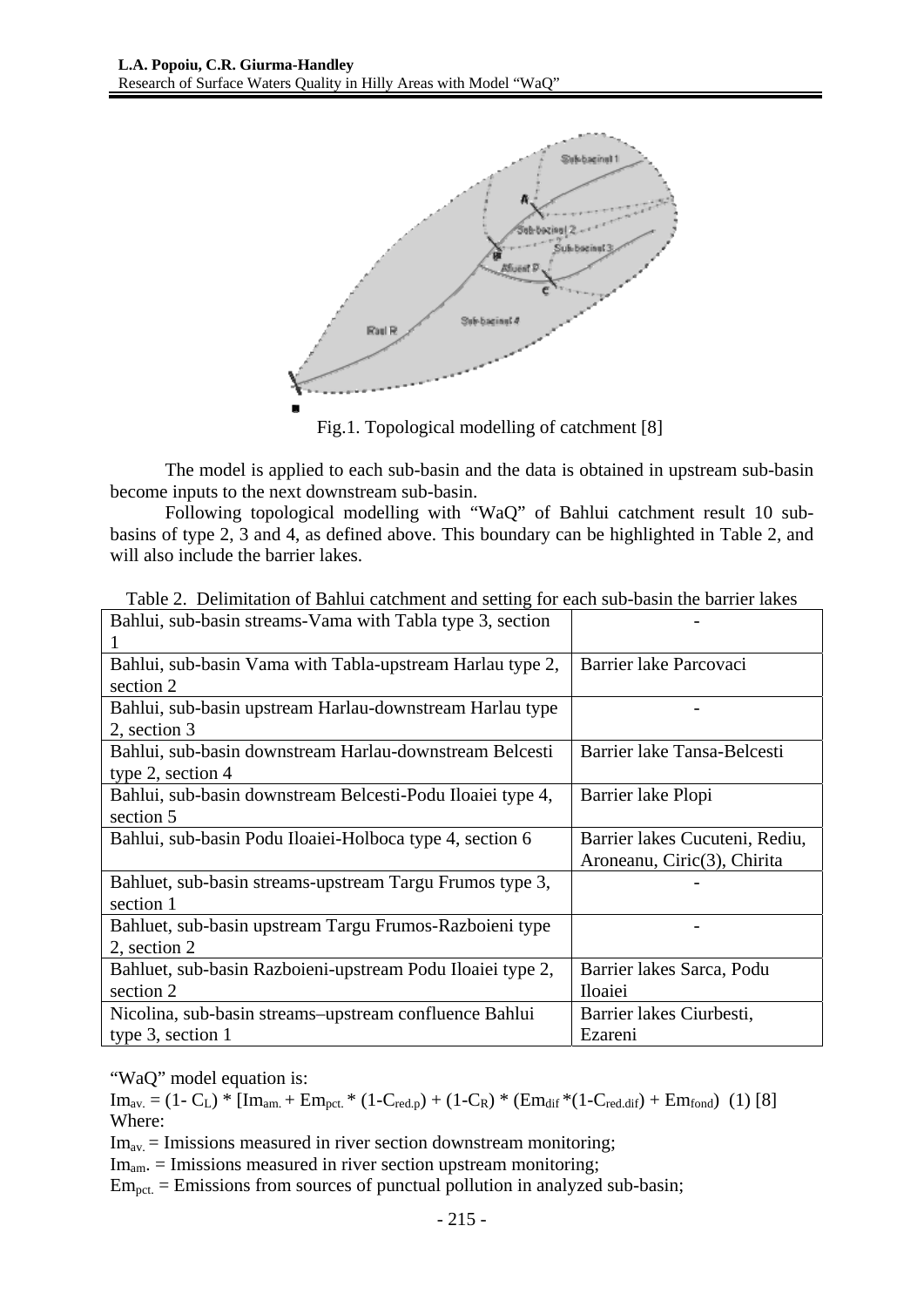Fig.1. Topological modelling of catchment [8]

The model is applied to each sub-basin and the data is obtained in upstream sub-basin become inputs to the next downstream sub-basin.

Following topological modelling with "WaQ" of Bahlui catchment result 10 sub-basins of type 2, 3 and 4, as defined above. This boundary can be highlighted in Table 2, and will also include the barrier lakes.

Table 2. Delimitation of Bahlui catchment and setting for each sub-basin the barrier lakes

| | |
|---|---|
| Bahlui, sub-basin streams-Vama with Tabla type 3, section 1 | - |
| Bahlui, sub-basin Vama with Tabla-upstream Harlau type 2, section 2 | Barrier lake Parcovaci |
| Bahlui, sub-basin upstream Harlau-downstream Harlau type 2, section 3 | - |
| Bahlui, sub-basin downstream Harlau-downstream Belcesti type 2, section 4 | Barrier lake Tansa-Belcesti |
| Bahlui, sub-basin downstream Belcesti-Podu Iloaiei type 4, section 5 | Barrier lake Plopi |
| Bahlui, sub-basin Podu Iloaiei-Holboca type 4, section 6 | Barrier lakes Cucuteni, Rediu, Aroneanu, Ciric(3), Chirita |
| Bahluet, sub-basin streams-upstream Targu Frumos type 3, section 1 | - |
| Bahluet, sub-basin upstream Targu Frumos-Razboieni type 2, section 2 | - |
| Bahluet, sub-basin Razboieni-upstream Podu Iloaiei type 2, section 2 | Barrier lakes Sarca, Podu Iloaiei |
| Nicolina, sub-basin streams–upstream confluence Bahlui type 3, section 1 | Barrier lakes Ciurbesti, Ezareni |

"WaQ" model equation is:

$Im_{av.} = (1- C_L) * [Im_{am.} + Em_{pct.} * (1-C_{red.p}) + (1-C_R) * (Em_{dif} *(1-C_{red.dif}) + Em_{fond})$ (1) [8]

Where:

$Im_{av.}$ = Imissions measured in river section downstream monitoring;

$Im_{am.}$ = Imissions measured in river section upstream monitoring;

$Em_{pct.}$ = Emissions from sources of punctual pollution in analyzed sub-basin;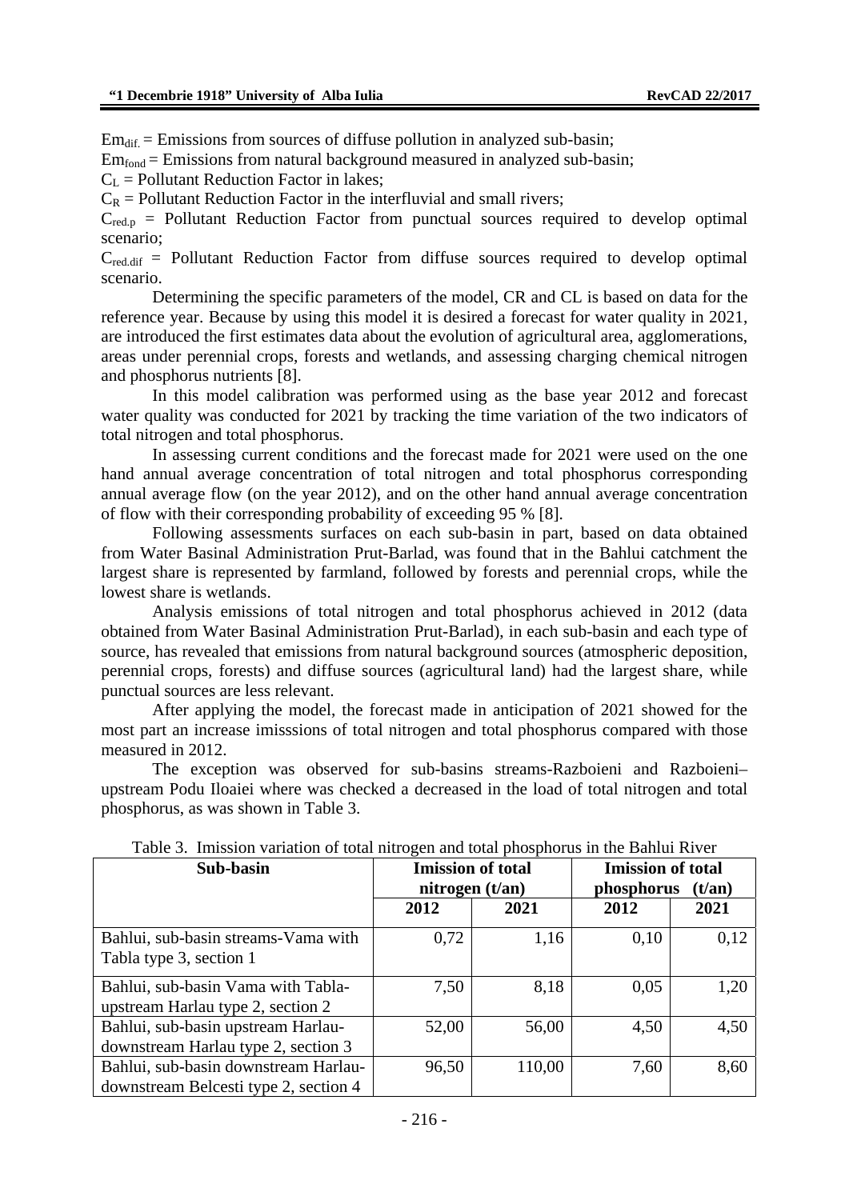$Em_{dif.}$ = Emissions from sources of diffuse pollution in analyzed sub-basin;
$Em_{fond}$ = Emissions from natural background measured in analyzed sub-basin;
$C_L$ = Pollutant Reduction Factor in lakes;
$C_R$ = Pollutant Reduction Factor in the interfluvial and small rivers;
$C_{red.p}$ = Pollutant Reduction Factor from punctual sources required to develop optimal scenario;
$C_{red.dif}$ = Pollutant Reduction Factor from diffuse sources required to develop optimal scenario.

Determining the specific parameters of the model, CR and CL is based on data for the reference year. Because by using this model it is desired a forecast for water quality in 2021, are introduced the first estimates data about the evolution of agricultural area, agglomerations, areas under perennial crops, forests and wetlands, and assessing charging chemical nitrogen and phosphorus nutrients [8].

In this model calibration was performed using as the base year 2012 and forecast water quality was conducted for 2021 by tracking the time variation of the two indicators of total nitrogen and total phosphorus.

In assessing current conditions and the forecast made for 2021 were used on the one hand annual average concentration of total nitrogen and total phosphorus corresponding annual average flow (on the year 2012), and on the other hand annual average concentration of flow with their corresponding probability of exceeding 95 % [8].

Following assessments surfaces on each sub-basin in part, based on data obtained from Water Basinal Administration Prut-Barlad, was found that in the Bahlui catchment the largest share is represented by farmland, followed by forests and perennial crops, while the lowest share is wetlands.

Analysis emissions of total nitrogen and total phosphorus achieved in 2012 (data obtained from Water Basinal Administration Prut-Barlad), in each sub-basin and each type of source, has revealed that emissions from natural background sources (atmospheric deposition, perennial crops, forests) and diffuse sources (agricultural land) had the largest share, while punctual sources are less relevant.

After applying the model, the forecast made in anticipation of 2021 showed for the most part an increase imisssions of total nitrogen and total phosphorus compared with those measured in 2012.

The exception was observed for sub-basins streams-Razboieni and Razboieni–upstream Podu Iloaiei where was checked a decreased in the load of total nitrogen and total phosphorus, as was shown in Table 3.

Table 3. Imission variation of total nitrogen and total phosphorus in the Bahlui River

| Sub-basin | Imission of total nitrogen (t/an) | | Imission of total phosphorus (t/an) | |
|---|---|---|---|---|
| | 2012 | 2021 | 2012 | 2021 |
| Bahlui, sub-basin streams-Vama with Tabla type 3, section 1 | 0,72 | 1,16 | 0,10 | 0,12 |
| Bahlui, sub-basin Vama with Tabla-upstream Harlau type 2, section 2 | 7,50 | 8,18 | 0,05 | 1,20 |
| Bahlui, sub-basin upstream Harlau-downstream Harlau type 2, section 3 | 52,00 | 56,00 | 4,50 | 4,50 |
| Bahlui, sub-basin downstream Harlau-downstream Belcesti type 2, section 4 | 96,50 | 110,00 | 7,60 | 8,60 |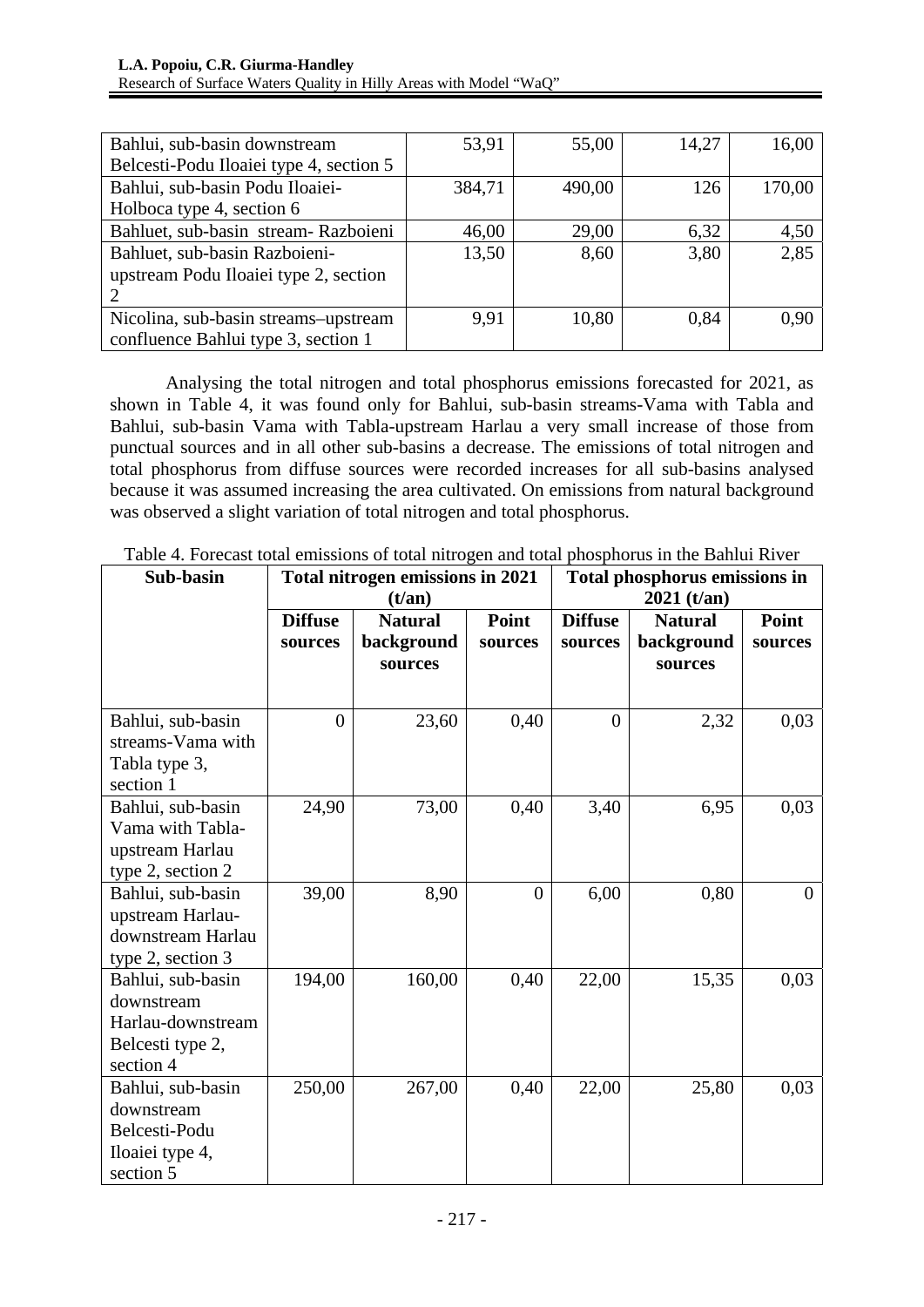| | | | | |
|---|---|---|---|---|
| Bahlui, sub-basin downstream Belcesti-Podu Iloaiei type 4, section 5 | 53,91 | 55,00 | 14,27 | 16,00 |
| Bahlui, sub-basin Podu Iloaiei-Holboca type 4, section 6 | 384,71 | 490,00 | 126 | 170,00 |
| Bahluet, sub-basin stream- Razboieni | 46,00 | 29,00 | 6,32 | 4,50 |
| Bahluet, sub-basin Razboieni-upstream Podu Iloaiei type 2, section 2 | 13,50 | 8,60 | 3,80 | 2,85 |
| Nicolina, sub-basin streams–upstream confluence Bahlui type 3, section 1 | 9,91 | 10,80 | 0,84 | 0,90 |

Analysing the total nitrogen and total phosphorus emissions forecasted for 2021, as shown in Table 4, it was found only for Bahlui, sub-basin streams-Vama with Tabla and Bahlui, sub-basin Vama with Tabla-upstream Harlau a very small increase of those from punctual sources and in all other sub-basins a decrease. The emissions of total nitrogen and total phosphorus from diffuse sources were recorded increases for all sub-basins analysed because it was assumed increasing the area cultivated. On emissions from natural background was observed a slight variation of total nitrogen and total phosphorus.

Table 4. Forecast total emissions of total nitrogen and total phosphorus in the Bahlui River

| Sub-basin | Total nitrogen emissions in 2021 (t/an) | | | Total phosphorus emissions in 2021 (t/an) | | |
|---|---|---|---|---|---|---|
| | **Diffuse sources** | **Natural background sources** | **Point sources** | **Diffuse sources** | **Natural background sources** | **Point sources** |
| Bahlui, sub-basin streams-Vama with Tabla type 3, section 1 | 0 | 23,60 | 0,40 | 0 | 2,32 | 0,03 |
| Bahlui, sub-basin Vama with Tabla-upstream Harlau type 2, section 2 | 24,90 | 73,00 | 0,40 | 3,40 | 6,95 | 0,03 |
| Bahlui, sub-basin upstream Harlau-downstream Harlau type 2, section 3 | 39,00 | 8,90 | 0 | 6,00 | 0,80 | 0 |
| Bahlui, sub-basin downstream Harlau-downstream Belcesti type 2, section 4 | 194,00 | 160,00 | 0,40 | 22,00 | 15,35 | 0,03 |
| Bahlui, sub-basin downstream Belcesti-Podu Iloaiei type 4, section 5 | 250,00 | 267,00 | 0,40 | 22,00 | 25,80 | 0,03 |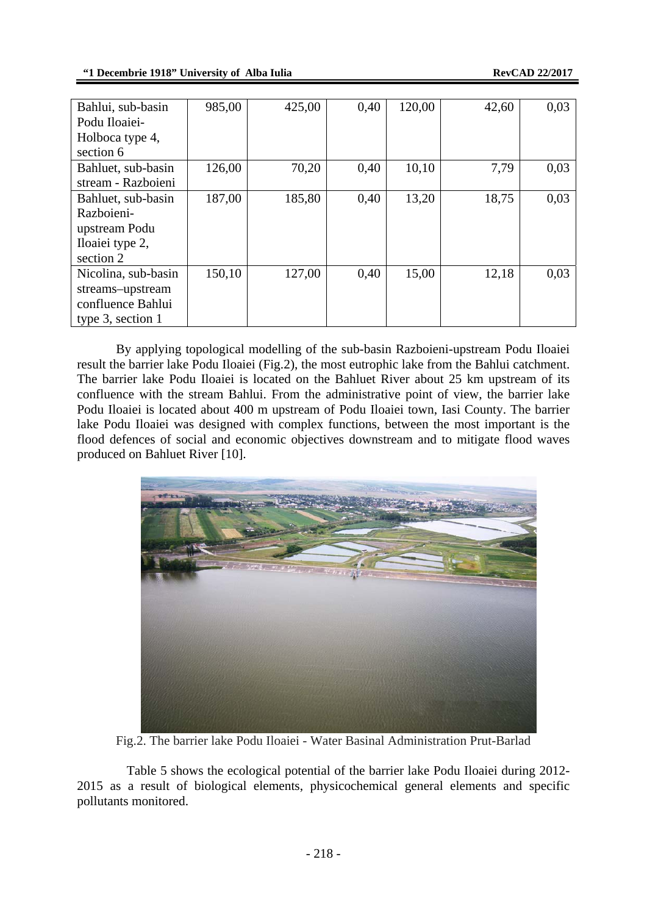| | | | | | | |
|---|---|---|---|---|---|---|
| Bahlui, sub-basin Podu Iloaiei-Holboca type 4, section 6 | 985,00 | 425,00 | 0,40 | 120,00 | 42,60 | 0,03 |
| Bahluet, sub-basin stream - Razboieni | 126,00 | 70,20 | 0,40 | 10,10 | 7,79 | 0,03 |
| Bahluet, sub-basin Razboieni-upstream Podu Iloaiei type 2, section 2 | 187,00 | 185,80 | 0,40 | 13,20 | 18,75 | 0,03 |
| Nicolina, sub-basin streams–upstream confluence Bahlui type 3, section 1 | 150,10 | 127,00 | 0,40 | 15,00 | 12,18 | 0,03 |

By applying topological modelling of the sub-basin Razboieni-upstream Podu Iloaiei result the barrier lake Podu Iloaiei (Fig.2), the most eutrophic lake from the Bahlui catchment. The barrier lake Podu Iloaiei is located on the Bahluet River about 25 km upstream of its confluence with the stream Bahlui. From the administrative point of view, the barrier lake Podu Iloaiei is located about 400 m upstream of Podu Iloaiei town, Iasi County. The barrier lake Podu Iloaiei was designed with complex functions, between the most important is the flood defences of social and economic objectives downstream and to mitigate flood waves produced on Bahluet River [10].

Fig.2. The barrier lake Podu Iloaiei - Water Basinal Administration Prut-Barlad

Table 5 shows the ecological potential of the barrier lake Podu Iloaiei during 2012-2015 as a result of biological elements, physicochemical general elements and specific pollutants monitored.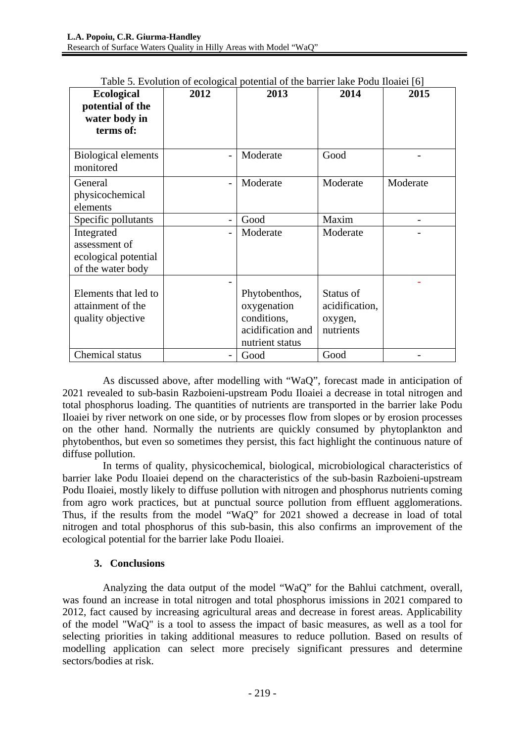Table 5. Evolution of ecological potential of the barrier lake Podu Iloaiei [6]

| Ecological potential of the water body in terms of: | 2012 | 2013 | 2014 | 2015 |
|---|---|---|---|---|
| Biological elements monitored | - | Moderate | Good | - |
| General physicochemical elements | - | Moderate | Moderate | Moderate |
| Specific pollutants | - | Good | Maxim | - |
| Integrated assessment of ecological potential of the water body | - | Moderate | Moderate | - |
| Elements that led to attainment of the quality objective | - | Phytobenthos, oxygenation conditions, acidification and nutrient status | Status of acidification, oxygen, nutrients | - |
| Chemical status | - | Good | Good | - |

As discussed above, after modelling with "WaQ", forecast made in anticipation of 2021 revealed to sub-basin Razboieni-upstream Podu Iloaiei a decrease in total nitrogen and total phosphorus loading. The quantities of nutrients are transported in the barrier lake Podu Iloaiei by river network on one side, or by processes flow from slopes or by erosion processes on the other hand. Normally the nutrients are quickly consumed by phytoplankton and phytobenthos, but even so sometimes they persist, this fact highlight the continuous nature of diffuse pollution.

In terms of quality, physicochemical, biological, microbiological characteristics of barrier lake Podu Iloaiei depend on the characteristics of the sub-basin Razboieni-upstream Podu Iloaiei, mostly likely to diffuse pollution with nitrogen and phosphorus nutrients coming from agro work practices, but at punctual source pollution from effluent agglomerations. Thus, if the results from the model "WaQ" for 2021 showed a decrease in load of total nitrogen and total phosphorus of this sub-basin, this also confirms an improvement of the ecological potential for the barrier lake Podu Iloaiei.

## 3. Conclusions

Analyzing the data output of the model "WaQ" for the Bahlui catchment, overall, was found an increase in total nitrogen and total phosphorus imissions in 2021 compared to 2012, fact caused by increasing agricultural areas and decrease in forest areas. Applicability of the model "WaQ" is a tool to assess the impact of basic measures, as well as a tool for selecting priorities in taking additional measures to reduce pollution. Based on results of modelling application can select more precisely significant pressures and determine sectors/bodies at risk.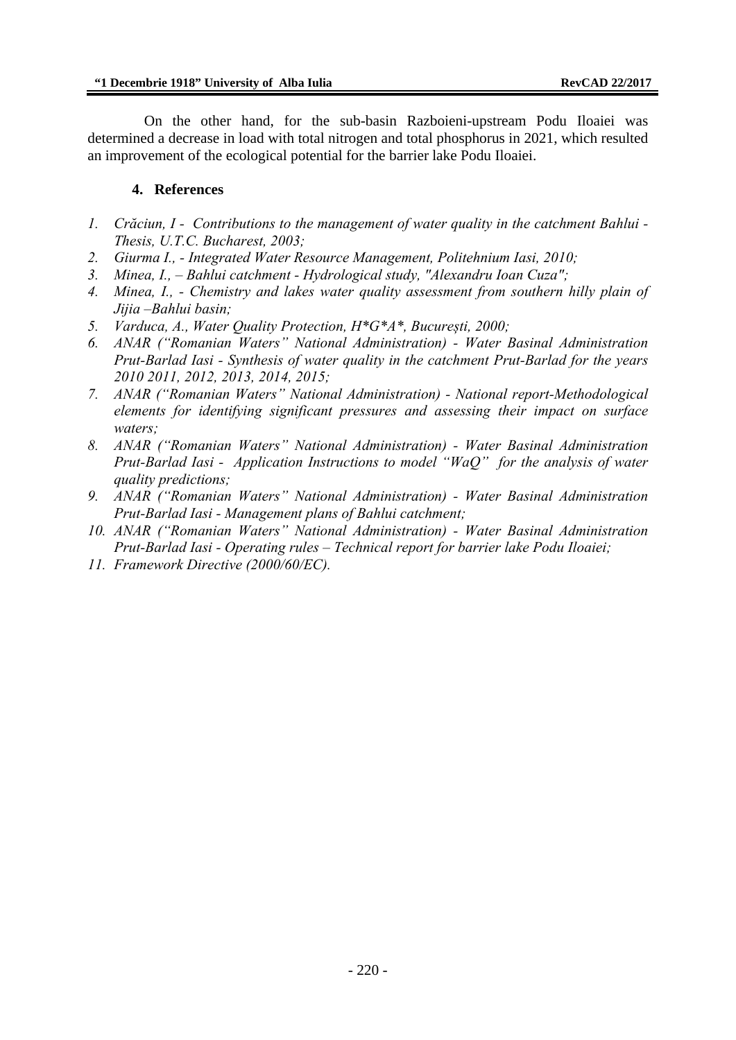On the other hand, for the sub-basin Razboieni-upstream Podu Iloaiei was determined a decrease in load with total nitrogen and total phosphorus in 2021, which resulted an improvement of the ecological potential for the barrier lake Podu Iloaiei.

## 4. References

1. *Crăciun, I - Contributions to the management of water quality in the catchment Bahlui - Thesis, U.T.C. Bucharest, 2003;*
2. *Giurma I., - Integrated Water Resource Management, Politehnium Iasi, 2010;*
3. *Minea, I., – Bahlui catchment - Hydrological study, "Alexandru Ioan Cuza";*
4. *Minea, I., - Chemistry and lakes water quality assessment from southern hilly plain of Jijia –Bahlui basin;*
5. *Varduca, A., Water Quality Protection, H*G*A*, București, 2000;*
6. *ANAR ("Romanian Waters" National Administration) - Water Basinal Administration Prut-Barlad Iasi - Synthesis of water quality in the catchment Prut-Barlad for the years 2010 2011, 2012, 2013, 2014, 2015;*
7. *ANAR ("Romanian Waters" National Administration) - National report-Methodological elements for identifying significant pressures and assessing their impact on surface waters;*
8. *ANAR ("Romanian Waters" National Administration) - Water Basinal Administration Prut-Barlad Iasi - Application Instructions to model "WaQ" for the analysis of water quality predictions;*
9. *ANAR ("Romanian Waters" National Administration) - Water Basinal Administration Prut-Barlad Iasi - Management plans of Bahlui catchment;*
10. *ANAR ("Romanian Waters" National Administration) - Water Basinal Administration Prut-Barlad Iasi - Operating rules – Technical report for barrier lake Podu Iloaiei;*
11. *Framework Directive (2000/60/EC).*